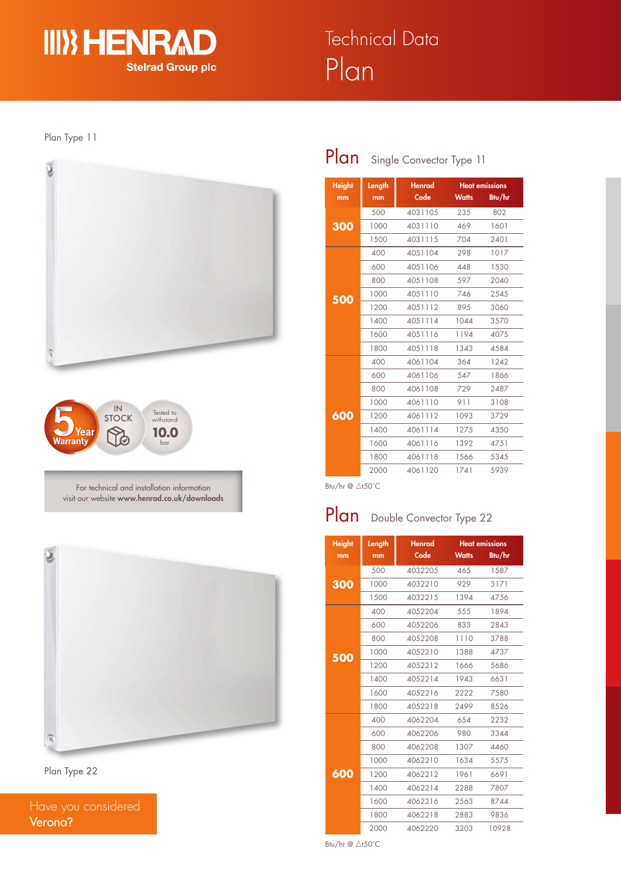# HENRAD

Stelrad Group plc

# Technical Data
# Plan

Plan Type 11

5 Year Warranty

IN STOCK

Tested to withstand 10.0 bar

For technical and installation information visit our website **www.henrad.co.uk/downloads**

Plan Type 22

Have you considered **Verona?**

## Plan Single Convector Type 11

| Height mm | Length mm | Henrad Code | Heat emissions Watts | Heat emissions Btu/hr |
|---|---|---|---|---|
| 300 | 500 | 4031105 | 235 | 802 |
| | 1000 | 4031110 | 469 | 1601 |
| | 1500 | 4031115 | 704 | 2401 |
| 500 | 400 | 4051104 | 298 | 1017 |
| | 600 | 4051106 | 448 | 1530 |
| | 800 | 4051108 | 597 | 2040 |
| | 1000 | 4051110 | 746 | 2545 |
| | 1200 | 4051112 | 895 | 3060 |
| | 1400 | 4051114 | 1044 | 3570 |
| | 1600 | 4051116 | 1194 | 4075 |
| | 1800 | 4051118 | 1343 | 4584 |
| 600 | 400 | 4061104 | 364 | 1242 |
| | 600 | 4061106 | 547 | 1866 |
| | 800 | 4061108 | 729 | 2487 |
| | 1000 | 4061110 | 911 | 3108 |
| | 1200 | 4061112 | 1093 | 3729 |
| | 1400 | 4061114 | 1275 | 4350 |
| | 1600 | 4061116 | 1392 | 4751 |
| | 1800 | 4061118 | 1566 | 5345 |
| | 2000 | 4061120 | 1741 | 5939 |

Btu/hr @ $\Delta t50^{\circ}C$

## Plan Double Convector Type 22

| Height mm | Length mm | Henrad Code | Heat emissions Watts | Heat emissions Btu/hr |
|---|---|---|---|---|
| 300 | 500 | 4032205 | 465 | 1587 |
| | 1000 | 4032210 | 929 | 3171 |
| | 1500 | 4032215 | 1394 | 4756 |
| 500 | 400 | 4052204 | 555 | 1894 |
| | 600 | 4052206 | 833 | 2843 |
| | 800 | 4052208 | 1110 | 3788 |
| | 1000 | 4052210 | 1388 | 4737 |
| | 1200 | 4052212 | 1666 | 5686 |
| | 1400 | 4052214 | 1943 | 6631 |
| | 1600 | 4052216 | 2222 | 7580 |
| | 1800 | 4052218 | 2499 | 8526 |
| 600 | 400 | 4062204 | 654 | 2232 |
| | 600 | 4062206 | 980 | 3344 |
| | 800 | 4062208 | 1307 | 4460 |
| | 1000 | 4062210 | 1634 | 5575 |
| | 1200 | 4062212 | 1961 | 6691 |
| | 1400 | 4062214 | 2288 | 7807 |
| | 1600 | 4062216 | 2563 | 8744 |
| | 1800 | 4062218 | 2883 | 9836 |
| | 2000 | 4062220 | 3203 | 10928 |

Btu/hr @ $\Delta t50^{\circ}C$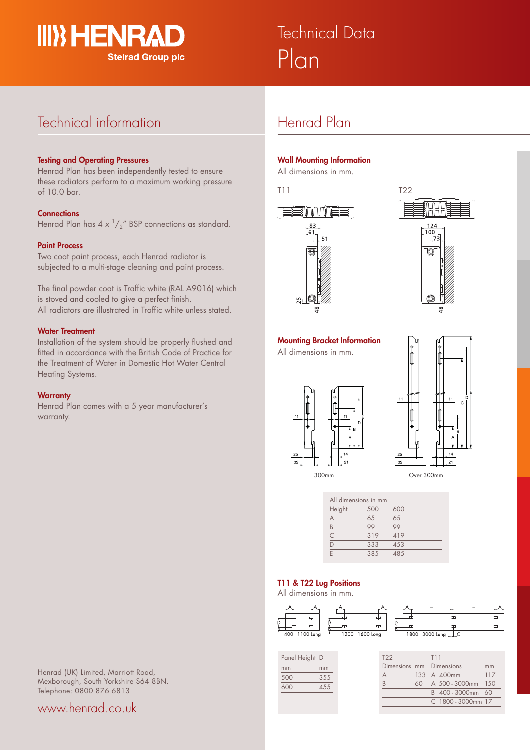# Technical Data
# Plan

## Technical information

### Testing and Operating Pressures

Henrad Plan has been independently tested to ensure these radiators perform to a maximum working pressure of 10.0 bar.

### Connections

Henrad Plan has 4 x $^{1}/_{2}$" BSP connections as standard.

### Paint Process

Two coat paint process, each Henrad radiator is subjected to a multi-stage cleaning and paint process.

The final powder coat is Traffic white (RAL A9016) which is stoved and cooled to give a perfect finish.
All radiators are illustrated in Traffic white unless stated.

### Water Treatment

Installation of the system should be properly flushed and fitted in accordance with the British Code of Practice for the Treatment of Water in Domestic Hot Water Central Heating Systems.

### Warranty

Henrad Plan comes with a 5 year manufacturer's warranty.

Henrad (UK) Limited, Marriott Road,
Mexborough, South Yorkshire S64 8BN.
Telephone: 0800 876 6813

www.henrad.co.uk

## Henrad Plan

### Wall Mounting Information

All dimensions in mm.

T11

83
61
51
25
48

T22

124
100
73
48

### Mounting Bracket Information

All dimensions in mm.

11
11
25
32
14
21
A
B
D
E

300mm

11
11
25
32
14
21
A
B
C
D
E

Over 300mm

All dimensions in mm.

| Height | 500 | 600 |
|---|---|---|
| A | 65 | 65 |
| B | 99 | 99 |
| C | 319 | 419 |
| D | 333 | 453 |
| E | 385 | 485 |

### T11 & T22 Lug Positions

All dimensions in mm.

A A D B 400 - 1100 Long

A A D B 1200 - 1600 Long

A = = A D B 1800 - 3000 Long C

| Panel Height mm | D mm |
|---|---|
| 500 | 355 |
| 600 | 455 |

| T22 Dimensions | mm | T11 Dimensions | mm |
|---|---|---|---|
| A | 133 | A 400mm | 117 |
| B | 60 | A 500 - 3000mm | 150 |
| | | B 400 - 3000mm | 60 |
| | | C 1800 - 3000mm | 17 |